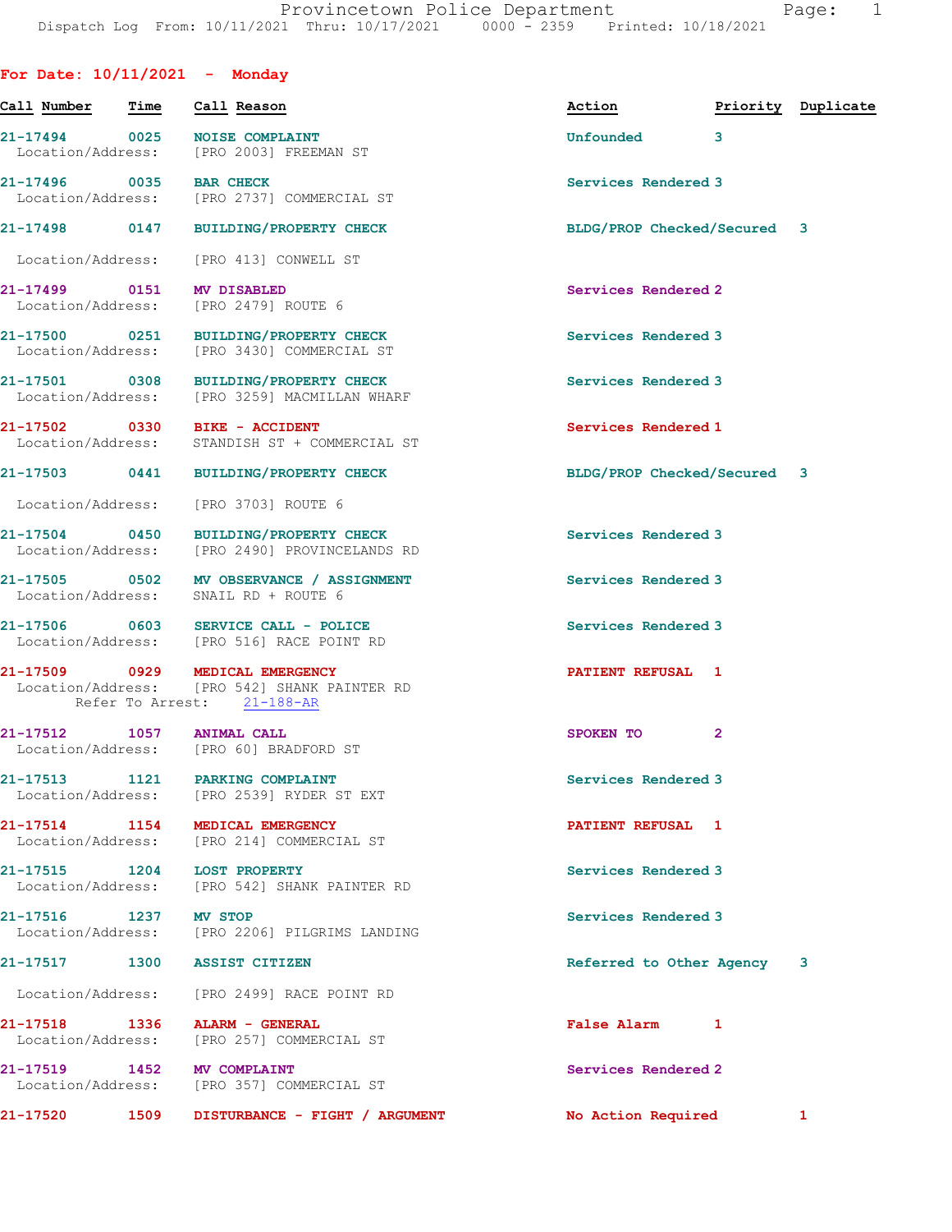Provincetown Police Department
Dispatch Log From: 10/11/2021 Thru: 10/17/2021 0000 - 2359 Printed: 10/18/2021

## For Date: 10/11/2021 - Monday

| Call Number | Time | Call Reason | Action | Priority | Duplicate |
|---|---|---|---|---|---|
| 21-17494 | 0025 | NOISE COMPLAINT | Unfounded | 3 | |
| Location/Address: | | [PRO 2003] FREEMAN ST | | | |
| 21-17496 | 0035 | BAR CHECK | Services Rendered | 3 | |
| Location/Address: | | [PRO 2737] COMMERCIAL ST | | | |
| 21-17498 | 0147 | BUILDING/PROPERTY CHECK | BLDG/PROP Checked/Secured | 3 | |
| Location/Address: | | [PRO 413] CONWELL ST | | | |
| 21-17499 | 0151 | MV DISABLED | Services Rendered | 2 | |
| Location/Address: | | [PRO 2479] ROUTE 6 | | | |
| 21-17500 | 0251 | BUILDING/PROPERTY CHECK | Services Rendered | 3 | |
| Location/Address: | | [PRO 3430] COMMERCIAL ST | | | |
| 21-17501 | 0308 | BUILDING/PROPERTY CHECK | Services Rendered | 3 | |
| Location/Address: | | [PRO 3259] MACMILLAN WHARF | | | |
| 21-17502 | 0330 | BIKE - ACCIDENT | Services Rendered | 1 | |
| Location/Address: | | STANDISH ST + COMMERCIAL ST | | | |
| 21-17503 | 0441 | BUILDING/PROPERTY CHECK | BLDG/PROP Checked/Secured | 3 | |
| Location/Address: | | [PRO 3703] ROUTE 6 | | | |
| 21-17504 | 0450 | BUILDING/PROPERTY CHECK | Services Rendered | 3 | |
| Location/Address: | | [PRO 2490] PROVINCELANDS RD | | | |
| 21-17505 | 0502 | MV OBSERVANCE / ASSIGNMENT | Services Rendered | 3 | |
| Location/Address: | | SNAIL RD + ROUTE 6 | | | |
| 21-17506 | 0603 | SERVICE CALL - POLICE | Services Rendered | 3 | |
| Location/Address: | | [PRO 516] RACE POINT RD | | | |
| 21-17509 | 0929 | MEDICAL EMERGENCY | PATIENT REFUSAL | 1 | |
| Location/Address: | | [PRO 542] SHANK PAINTER RD | | | |
| Refer To Arrest: | | 21-188-AR | | | |
| 21-17512 | 1057 | ANIMAL CALL | SPOKEN TO | 2 | |
| Location/Address: | | [PRO 60] BRADFORD ST | | | |
| 21-17513 | 1121 | PARKING COMPLAINT | Services Rendered | 3 | |
| Location/Address: | | [PRO 2539] RYDER ST EXT | | | |
| 21-17514 | 1154 | MEDICAL EMERGENCY | PATIENT REFUSAL | 1 | |
| Location/Address: | | [PRO 214] COMMERCIAL ST | | | |
| 21-17515 | 1204 | LOST PROPERTY | Services Rendered | 3 | |
| Location/Address: | | [PRO 542] SHANK PAINTER RD | | | |
| 21-17516 | 1237 | MV STOP | Services Rendered | 3 | |
| Location/Address: | | [PRO 2206] PILGRIMS LANDING | | | |
| 21-17517 | 1300 | ASSIST CITIZEN | Referred to Other Agency | 3 | |
| Location/Address: | | [PRO 2499] RACE POINT RD | | | |
| 21-17518 | 1336 | ALARM - GENERAL | False Alarm | 1 | |
| Location/Address: | | [PRO 257] COMMERCIAL ST | | | |
| 21-17519 | 1452 | MV COMPLAINT | Services Rendered | 2 | |
| Location/Address: | | [PRO 357] COMMERCIAL ST | | | |
| 21-17520 | 1509 | DISTURBANCE - FIGHT / ARGUMENT | No Action Required | 1 | |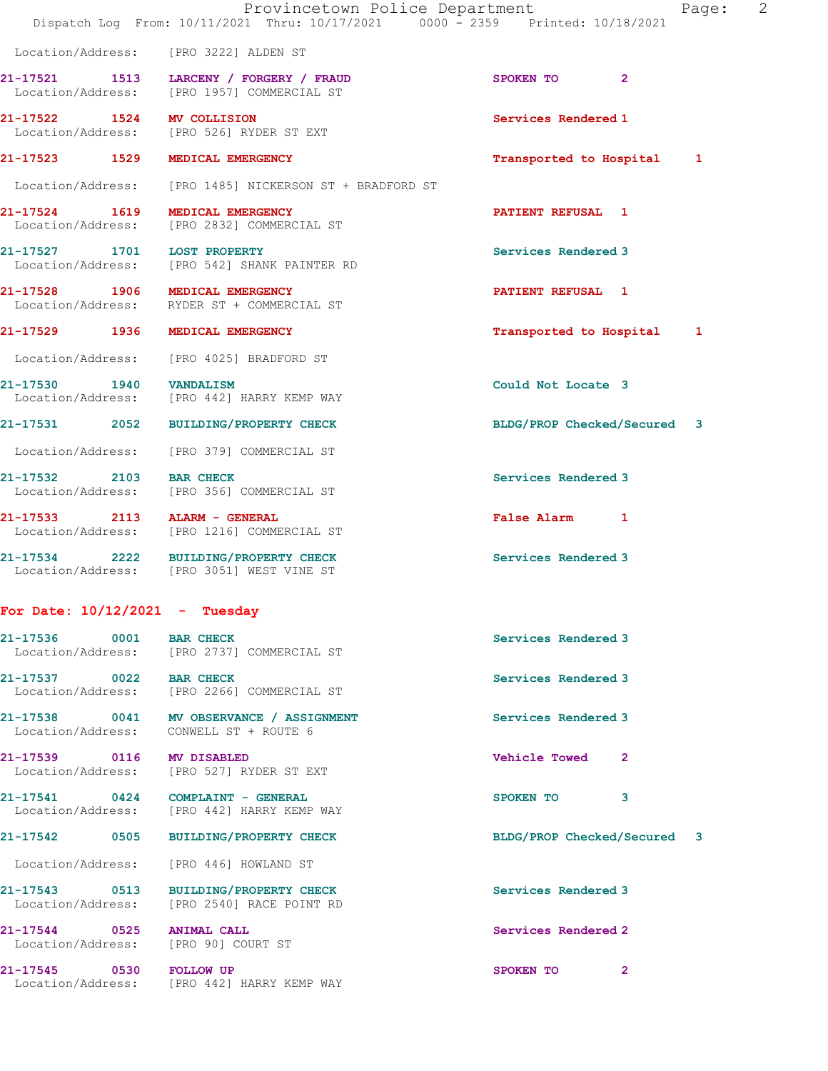Location/Address: [PRO 3222] ALDEN ST

21-17521 1513 LARCENY / FORGERY / FRAUD SPOKEN TO 2
Location/Address: [PRO 1957] COMMERCIAL ST

21-17522 1524 MV COLLISION Services Rendered 1
Location/Address: [PRO 526] RYDER ST EXT

21-17523 1529 MEDICAL EMERGENCY Transported to Hospital 1
Location/Address: [PRO 1485] NICKERSON ST + BRADFORD ST

21-17524 1619 MEDICAL EMERGENCY PATIENT REFUSAL 1
Location/Address: [PRO 2832] COMMERCIAL ST

21-17527 1701 LOST PROPERTY Services Rendered 3
Location/Address: [PRO 542] SHANK PAINTER RD

21-17528 1906 MEDICAL EMERGENCY PATIENT REFUSAL 1
Location/Address: RYDER ST + COMMERCIAL ST

21-17529 1936 MEDICAL EMERGENCY Transported to Hospital 1
Location/Address: [PRO 4025] BRADFORD ST

21-17530 1940 VANDALISM Could Not Locate 3
Location/Address: [PRO 442] HARRY KEMP WAY

21-17531 2052 BUILDING/PROPERTY CHECK BLDG/PROP Checked/Secured 3
Location/Address: [PRO 379] COMMERCIAL ST

21-17532 2103 BAR CHECK Services Rendered 3
Location/Address: [PRO 356] COMMERCIAL ST

21-17533 2113 ALARM - GENERAL False Alarm 1
Location/Address: [PRO 1216] COMMERCIAL ST

21-17534 2222 BUILDING/PROPERTY CHECK Services Rendered 3
Location/Address: [PRO 3051] WEST VINE ST

## For Date: 10/12/2021 - Tuesday

21-17536 0001 BAR CHECK Services Rendered 3
Location/Address: [PRO 2737] COMMERCIAL ST

21-17537 0022 BAR CHECK Services Rendered 3
Location/Address: [PRO 2266] COMMERCIAL ST

21-17538 0041 MV OBSERVANCE / ASSIGNMENT Services Rendered 3
Location/Address: CONWELL ST + ROUTE 6

21-17539 0116 MV DISABLED Vehicle Towed 2
Location/Address: [PRO 527] RYDER ST EXT

21-17541 0424 COMPLAINT - GENERAL SPOKEN TO 3
Location/Address: [PRO 442] HARRY KEMP WAY

21-17542 0505 BUILDING/PROPERTY CHECK BLDG/PROP Checked/Secured 3
Location/Address: [PRO 446] HOWLAND ST

21-17543 0513 BUILDING/PROPERTY CHECK Services Rendered 3
Location/Address: [PRO 2540] RACE POINT RD

21-17544 0525 ANIMAL CALL Services Rendered 2
Location/Address: [PRO 90] COURT ST

21-17545 0530 FOLLOW UP SPOKEN TO 2
Location/Address: [PRO 442] HARRY KEMP WAY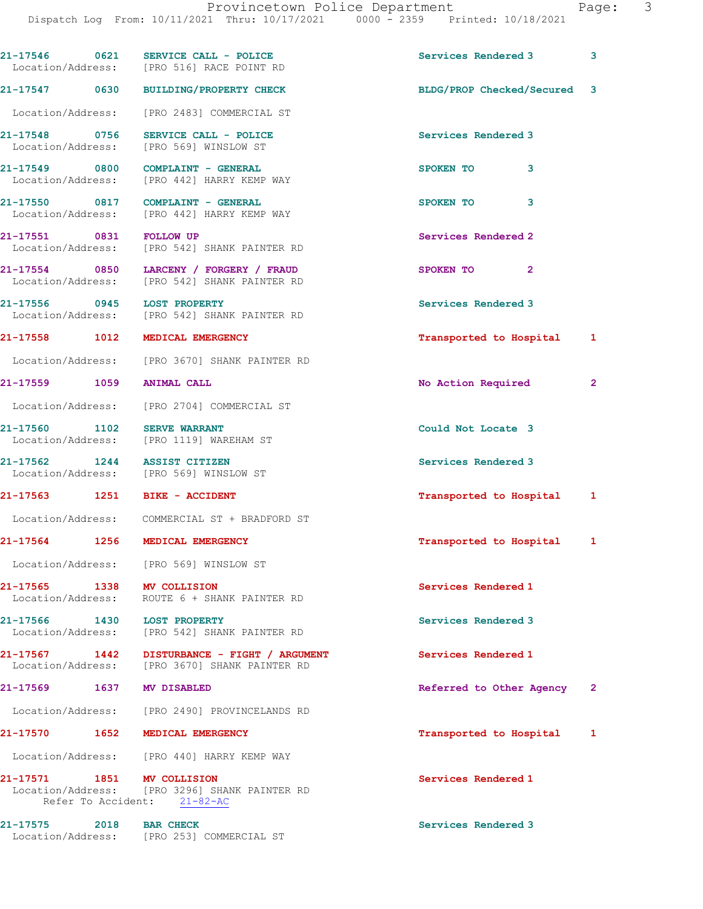21-17546 0621 SERVICE CALL - POLICE Services Rendered 3 3
Location/Address: [PRO 516] RACE POINT RD

21-17547 0630 BUILDING/PROPERTY CHECK BLDG/PROP Checked/Secured 3
Location/Address: [PRO 2483] COMMERCIAL ST

21-17548 0756 SERVICE CALL - POLICE Services Rendered 3
Location/Address: [PRO 569] WINSLOW ST

21-17549 0800 COMPLAINT - GENERAL SPOKEN TO 3
Location/Address: [PRO 442] HARRY KEMP WAY

21-17550 0817 COMPLAINT - GENERAL SPOKEN TO 3
Location/Address: [PRO 442] HARRY KEMP WAY

21-17551 0831 FOLLOW UP Services Rendered 2
Location/Address: [PRO 542] SHANK PAINTER RD

21-17554 0850 LARCENY / FORGERY / FRAUD SPOKEN TO 2
Location/Address: [PRO 542] SHANK PAINTER RD

21-17556 0945 LOST PROPERTY Services Rendered 3
Location/Address: [PRO 542] SHANK PAINTER RD

21-17558 1012 MEDICAL EMERGENCY Transported to Hospital 1
Location/Address: [PRO 3670] SHANK PAINTER RD

21-17559 1059 ANIMAL CALL No Action Required 2
Location/Address: [PRO 2704] COMMERCIAL ST

21-17560 1102 SERVE WARRANT Could Not Locate 3
Location/Address: [PRO 1119] WAREHAM ST

21-17562 1244 ASSIST CITIZEN Services Rendered 3
Location/Address: [PRO 569] WINSLOW ST

21-17563 1251 BIKE - ACCIDENT Transported to Hospital 1
Location/Address: COMMERCIAL ST + BRADFORD ST

21-17564 1256 MEDICAL EMERGENCY Transported to Hospital 1
Location/Address: [PRO 569] WINSLOW ST

21-17565 1338 MV COLLISION Services Rendered 1
Location/Address: ROUTE 6 + SHANK PAINTER RD

21-17566 1430 LOST PROPERTY Services Rendered 3
Location/Address: [PRO 542] SHANK PAINTER RD

21-17567 1442 DISTURBANCE - FIGHT / ARGUMENT Services Rendered 1
Location/Address: [PRO 3670] SHANK PAINTER RD

21-17569 1637 MV DISABLED Referred to Other Agency 2
Location/Address: [PRO 2490] PROVINCELANDS RD

21-17570 1652 MEDICAL EMERGENCY Transported to Hospital 1
Location/Address: [PRO 440] HARRY KEMP WAY

21-17571 1851 MV COLLISION Services Rendered 1
Location/Address: [PRO 3296] SHANK PAINTER RD
Refer To Accident: 21-82-AC

21-17575 2018 BAR CHECK Services Rendered 3
Location/Address: [PRO 253] COMMERCIAL ST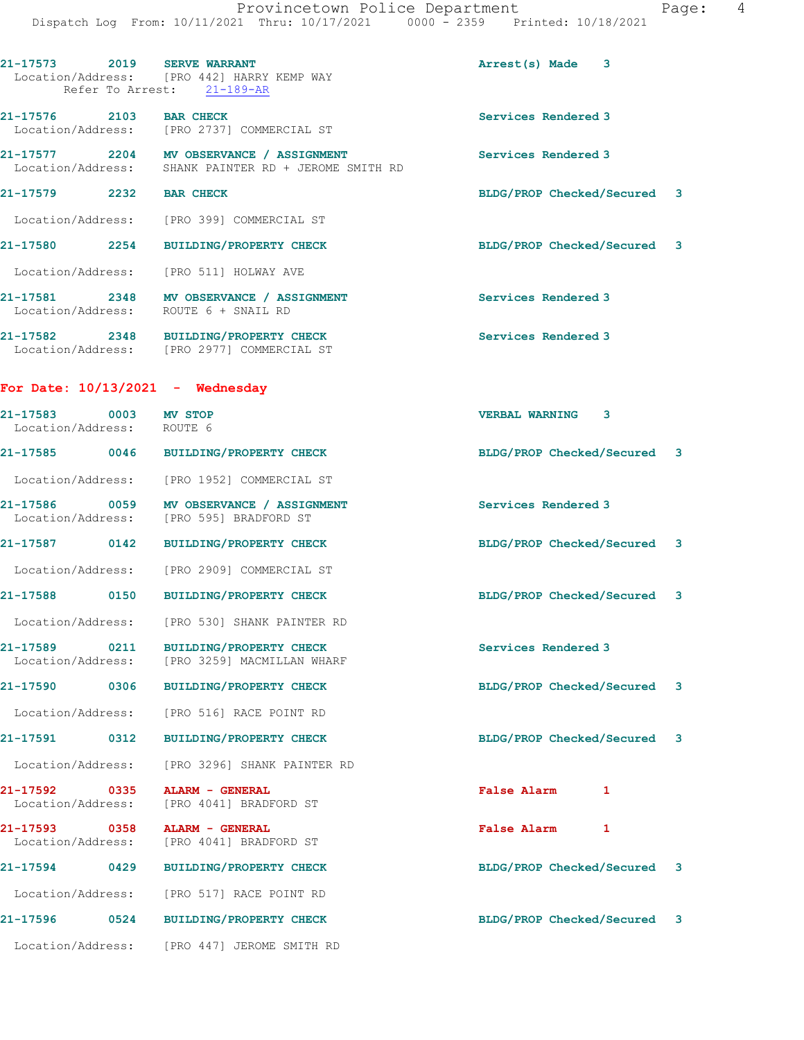21-17573 2019 **SERVE WARRANT** Arrest(s) Made 3
Location/Address: [PRO 442] HARRY KEMP WAY
Refer To Arrest: 21-189-AR

21-17576 2103 **BAR CHECK** Services Rendered 3
Location/Address: [PRO 2737] COMMERCIAL ST

21-17577 2204 **MV OBSERVANCE / ASSIGNMENT** Services Rendered 3
Location/Address: SHANK PAINTER RD + JEROME SMITH RD

21-17579 2232 **BAR CHECK** BLDG/PROP Checked/Secured 3
Location/Address: [PRO 399] COMMERCIAL ST

21-17580 2254 **BUILDING/PROPERTY CHECK** BLDG/PROP Checked/Secured 3
Location/Address: [PRO 511] HOLWAY AVE

21-17581 2348 **MV OBSERVANCE / ASSIGNMENT** Services Rendered 3
Location/Address: ROUTE 6 + SNAIL RD

21-17582 2348 **BUILDING/PROPERTY CHECK** Services Rendered 3
Location/Address: [PRO 2977] COMMERCIAL ST

## For Date: 10/13/2021 - Wednesday

21-17583 0003 **MV STOP** VERBAL WARNING 3
Location/Address: ROUTE 6

21-17585 0046 **BUILDING/PROPERTY CHECK** BLDG/PROP Checked/Secured 3
Location/Address: [PRO 1952] COMMERCIAL ST

21-17586 0059 **MV OBSERVANCE / ASSIGNMENT** Services Rendered 3
Location/Address: [PRO 595] BRADFORD ST

21-17587 0142 **BUILDING/PROPERTY CHECK** BLDG/PROP Checked/Secured 3
Location/Address: [PRO 2909] COMMERCIAL ST

21-17588 0150 **BUILDING/PROPERTY CHECK** BLDG/PROP Checked/Secured 3
Location/Address: [PRO 530] SHANK PAINTER RD

21-17589 0211 **BUILDING/PROPERTY CHECK** Services Rendered 3
Location/Address: [PRO 3259] MACMILLAN WHARF

21-17590 0306 **BUILDING/PROPERTY CHECK** BLDG/PROP Checked/Secured 3
Location/Address: [PRO 516] RACE POINT RD

21-17591 0312 **BUILDING/PROPERTY CHECK** BLDG/PROP Checked/Secured 3
Location/Address: [PRO 3296] SHANK PAINTER RD

21-17592 0335 **ALARM - GENERAL** False Alarm 1
Location/Address: [PRO 4041] BRADFORD ST

21-17593 0358 **ALARM - GENERAL** False Alarm 1
Location/Address: [PRO 4041] BRADFORD ST

21-17594 0429 **BUILDING/PROPERTY CHECK** BLDG/PROP Checked/Secured 3
Location/Address: [PRO 517] RACE POINT RD

21-17596 0524 **BUILDING/PROPERTY CHECK** BLDG/PROP Checked/Secured 3
Location/Address: [PRO 447] JEROME SMITH RD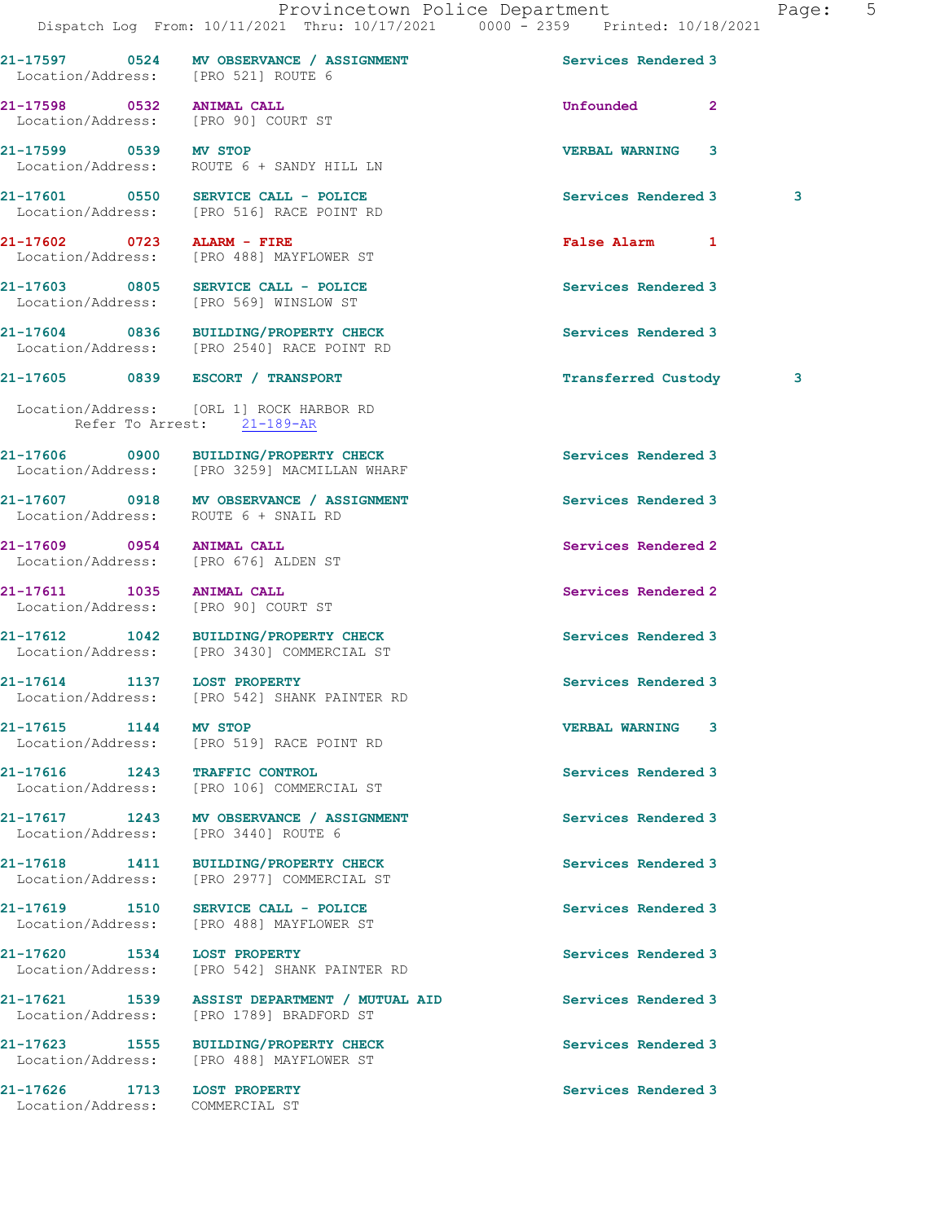21-17597 0524 MV OBSERVANCE / ASSIGNMENT Services Rendered 3
Location/Address: [PRO 521] ROUTE 6

21-17598 0532 ANIMAL CALL Unfounded 2
Location/Address: [PRO 90] COURT ST

21-17599 0539 MV STOP VERBAL WARNING 3
Location/Address: ROUTE 6 + SANDY HILL LN

21-17601 0550 SERVICE CALL - POLICE Services Rendered 3 3
Location/Address: [PRO 516] RACE POINT RD

21-17602 0723 ALARM - FIRE False Alarm 1
Location/Address: [PRO 488] MAYFLOWER ST

21-17603 0805 SERVICE CALL - POLICE Services Rendered 3
Location/Address: [PRO 569] WINSLOW ST

21-17604 0836 BUILDING/PROPERTY CHECK Services Rendered 3
Location/Address: [PRO 2540] RACE POINT RD

21-17605 0839 ESCORT / TRANSPORT Transferred Custody 3

Location/Address: [ORL 1] ROCK HARBOR RD
Refer To Arrest: 21-189-AR

21-17606 0900 BUILDING/PROPERTY CHECK Services Rendered 3
Location/Address: [PRO 3259] MACMILLAN WHARF

21-17607 0918 MV OBSERVANCE / ASSIGNMENT Services Rendered 3
Location/Address: ROUTE 6 + SNAIL RD

21-17609 0954 ANIMAL CALL Services Rendered 2
Location/Address: [PRO 676] ALDEN ST

21-17611 1035 ANIMAL CALL Services Rendered 2
Location/Address: [PRO 90] COURT ST

21-17612 1042 BUILDING/PROPERTY CHECK Services Rendered 3
Location/Address: [PRO 3430] COMMERCIAL ST

21-17614 1137 LOST PROPERTY Services Rendered 3
Location/Address: [PRO 542] SHANK PAINTER RD

21-17615 1144 MV STOP VERBAL WARNING 3
Location/Address: [PRO 519] RACE POINT RD

21-17616 1243 TRAFFIC CONTROL Services Rendered 3
Location/Address: [PRO 106] COMMERCIAL ST

21-17617 1243 MV OBSERVANCE / ASSIGNMENT Services Rendered 3
Location/Address: [PRO 3440] ROUTE 6

21-17618 1411 BUILDING/PROPERTY CHECK Services Rendered 3
Location/Address: [PRO 2977] COMMERCIAL ST

21-17619 1510 SERVICE CALL - POLICE Services Rendered 3
Location/Address: [PRO 488] MAYFLOWER ST

21-17620 1534 LOST PROPERTY Services Rendered 3
Location/Address: [PRO 542] SHANK PAINTER RD

21-17621 1539 ASSIST DEPARTMENT / MUTUAL AID Services Rendered 3
Location/Address: [PRO 1789] BRADFORD ST

21-17623 1555 BUILDING/PROPERTY CHECK Services Rendered 3
Location/Address: [PRO 488] MAYFLOWER ST

21-17626 1713 LOST PROPERTY Services Rendered 3
Location/Address: COMMERCIAL ST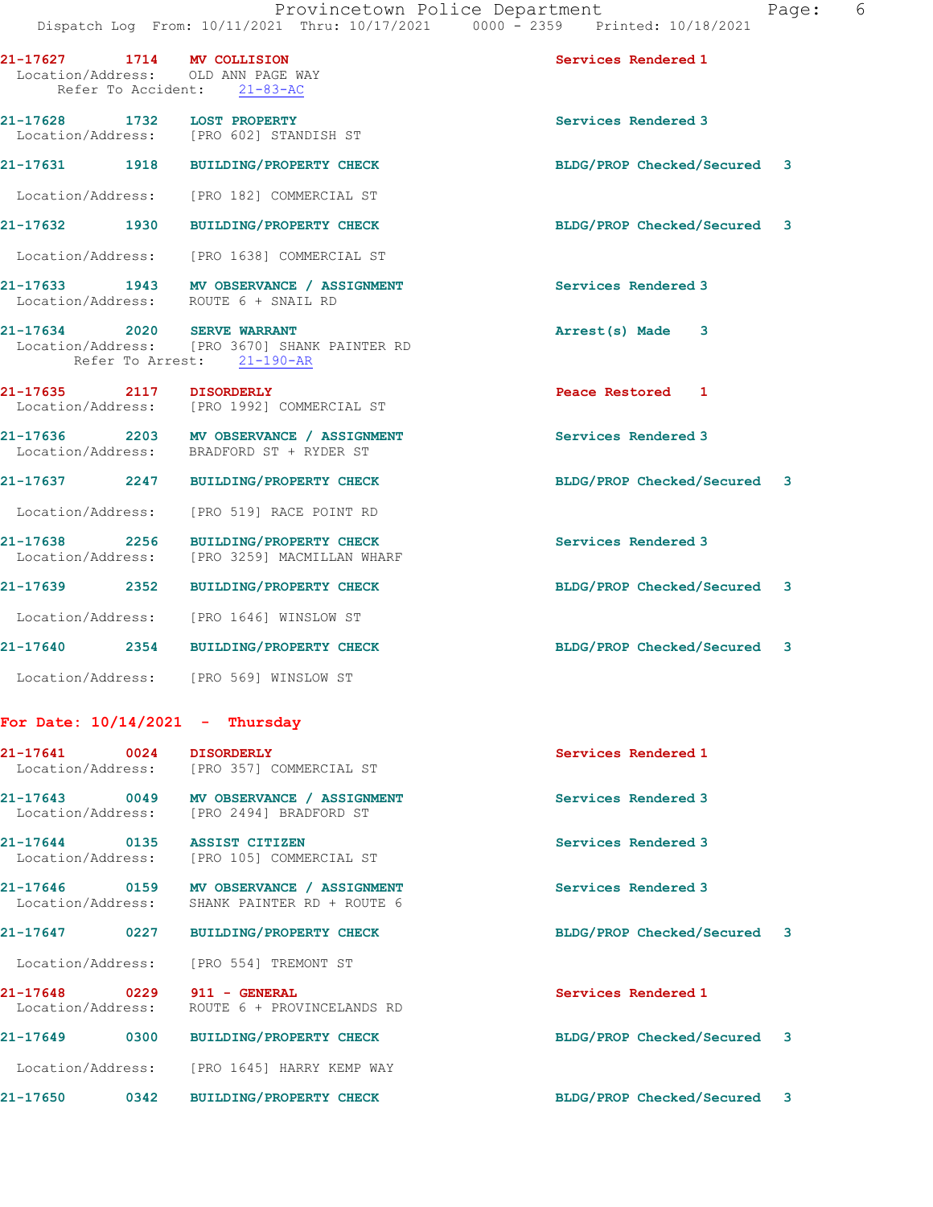21-17627 1714 MV COLLISION Services Rendered 1
Location/Address: OLD ANN PAGE WAY
Refer To Accident: 21-83-AC

21-17628 1732 LOST PROPERTY Services Rendered 3
Location/Address: [PRO 602] STANDISH ST

21-17631 1918 BUILDING/PROPERTY CHECK BLDG/PROP Checked/Secured 3
Location/Address: [PRO 182] COMMERCIAL ST

21-17632 1930 BUILDING/PROPERTY CHECK BLDG/PROP Checked/Secured 3
Location/Address: [PRO 1638] COMMERCIAL ST

21-17633 1943 MV OBSERVANCE / ASSIGNMENT Services Rendered 3
Location/Address: ROUTE 6 + SNAIL RD

21-17634 2020 SERVE WARRANT Arrest(s) Made 3
Location/Address: [PRO 3670] SHANK PAINTER RD
Refer To Arrest: 21-190-AR

21-17635 2117 DISORDERLY Peace Restored 1
Location/Address: [PRO 1992] COMMERCIAL ST

21-17636 2203 MV OBSERVANCE / ASSIGNMENT Services Rendered 3
Location/Address: BRADFORD ST + RYDER ST

21-17637 2247 BUILDING/PROPERTY CHECK BLDG/PROP Checked/Secured 3
Location/Address: [PRO 519] RACE POINT RD

21-17638 2256 BUILDING/PROPERTY CHECK Services Rendered 3
Location/Address: [PRO 3259] MACMILLAN WHARF

21-17639 2352 BUILDING/PROPERTY CHECK BLDG/PROP Checked/Secured 3
Location/Address: [PRO 1646] WINSLOW ST

21-17640 2354 BUILDING/PROPERTY CHECK BLDG/PROP Checked/Secured 3
Location/Address: [PRO 569] WINSLOW ST

## For Date: 10/14/2021 - Thursday

21-17641 0024 DISORDERLY Services Rendered 1
Location/Address: [PRO 357] COMMERCIAL ST

21-17643 0049 MV OBSERVANCE / ASSIGNMENT Services Rendered 3
Location/Address: [PRO 2494] BRADFORD ST

21-17644 0135 ASSIST CITIZEN Services Rendered 3
Location/Address: [PRO 105] COMMERCIAL ST

21-17646 0159 MV OBSERVANCE / ASSIGNMENT Services Rendered 3
Location/Address: SHANK PAINTER RD + ROUTE 6

21-17647 0227 BUILDING/PROPERTY CHECK BLDG/PROP Checked/Secured 3
Location/Address: [PRO 554] TREMONT ST

21-17648 0229 911 - GENERAL Services Rendered 1
Location/Address: ROUTE 6 + PROVINCELANDS RD

21-17649 0300 BUILDING/PROPERTY CHECK BLDG/PROP Checked/Secured 3
Location/Address: [PRO 1645] HARRY KEMP WAY

21-17650 0342 BUILDING/PROPERTY CHECK BLDG/PROP Checked/Secured 3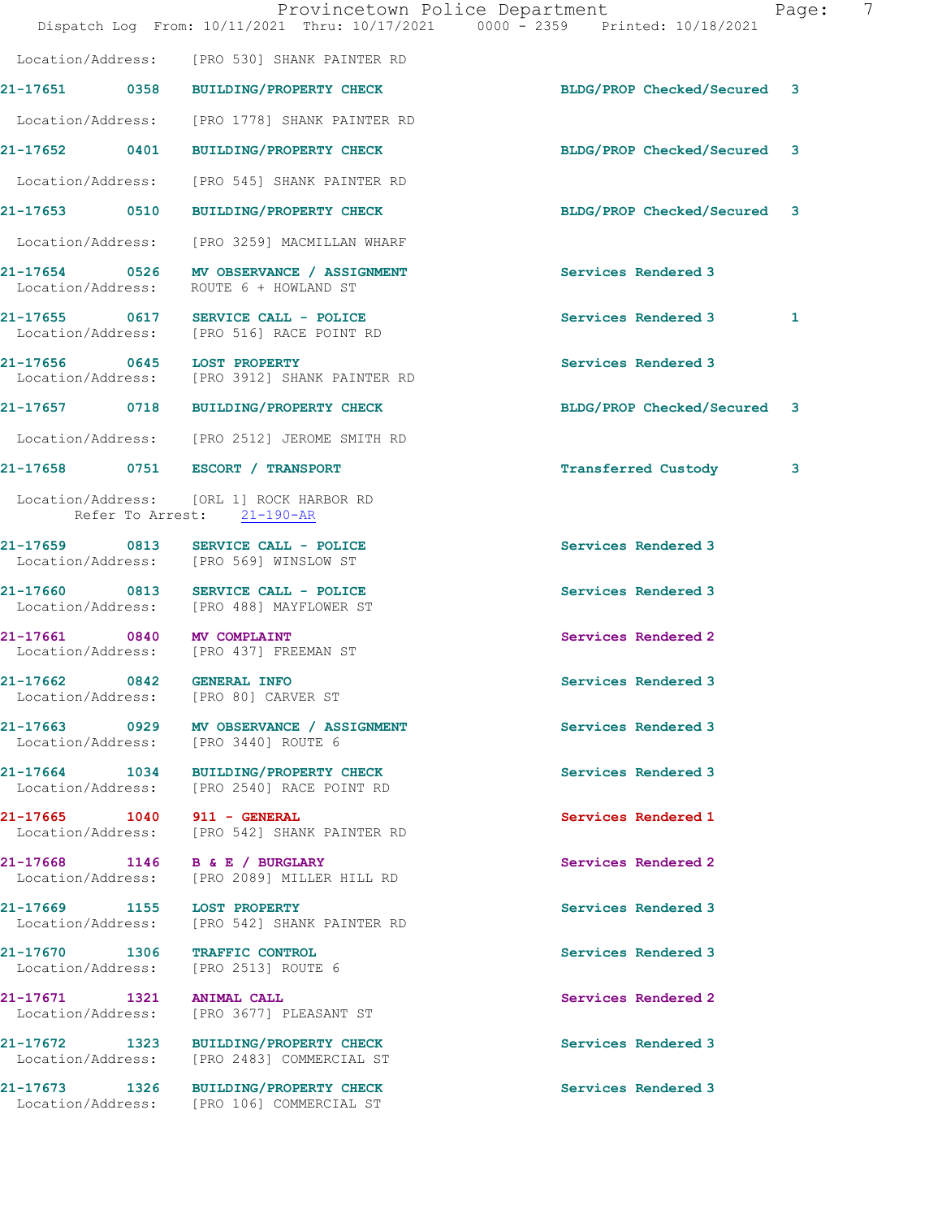Location/Address: [PRO 530] SHANK PAINTER RD

| Call # | Time | Call Type | Disposition | Priority | |
|---|---|---|---|---|---|
| 21-17651 | 0358 | BUILDING/PROPERTY CHECK | BLDG/PROP Checked/Secured | 3 | |

Location/Address: [PRO 1778] SHANK PAINTER RD

21-17652 0401 BUILDING/PROPERTY CHECK BLDG/PROP Checked/Secured 3

Location/Address: [PRO 545] SHANK PAINTER RD

21-17653 0510 BUILDING/PROPERTY CHECK BLDG/PROP Checked/Secured 3

Location/Address: [PRO 3259] MACMILLAN WHARF

21-17654 0526 MV OBSERVANCE / ASSIGNMENT Services Rendered 3
Location/Address: ROUTE 6 + HOWLAND ST

21-17655 0617 SERVICE CALL - POLICE Services Rendered 3 1
Location/Address: [PRO 516] RACE POINT RD

21-17656 0645 LOST PROPERTY Services Rendered 3
Location/Address: [PRO 3912] SHANK PAINTER RD

21-17657 0718 BUILDING/PROPERTY CHECK BLDG/PROP Checked/Secured 3

Location/Address: [PRO 2512] JEROME SMITH RD

21-17658 0751 ESCORT / TRANSPORT Transferred Custody 3

Location/Address: [ORL 1] ROCK HARBOR RD
Refer To Arrest: 21-190-AR

21-17659 0813 SERVICE CALL - POLICE Services Rendered 3
Location/Address: [PRO 569] WINSLOW ST

21-17660 0813 SERVICE CALL - POLICE Services Rendered 3
Location/Address: [PRO 488] MAYFLOWER ST

21-17661 0840 MV COMPLAINT Services Rendered 2
Location/Address: [PRO 437] FREEMAN ST

21-17662 0842 GENERAL INFO Services Rendered 3
Location/Address: [PRO 80] CARVER ST

21-17663 0929 MV OBSERVANCE / ASSIGNMENT Services Rendered 3
Location/Address: [PRO 3440] ROUTE 6

21-17664 1034 BUILDING/PROPERTY CHECK Services Rendered 3
Location/Address: [PRO 2540] RACE POINT RD

21-17665 1040 911 - GENERAL Services Rendered 1
Location/Address: [PRO 542] SHANK PAINTER RD

21-17668 1146 B & E / BURGLARY Services Rendered 2
Location/Address: [PRO 2089] MILLER HILL RD

21-17669 1155 LOST PROPERTY Services Rendered 3
Location/Address: [PRO 542] SHANK PAINTER RD

21-17670 1306 TRAFFIC CONTROL Services Rendered 3
Location/Address: [PRO 2513] ROUTE 6

21-17671 1321 ANIMAL CALL Services Rendered 2
Location/Address: [PRO 3677] PLEASANT ST

21-17672 1323 BUILDING/PROPERTY CHECK Services Rendered 3
Location/Address: [PRO 2483] COMMERCIAL ST

21-17673 1326 BUILDING/PROPERTY CHECK Services Rendered 3
Location/Address: [PRO 106] COMMERCIAL ST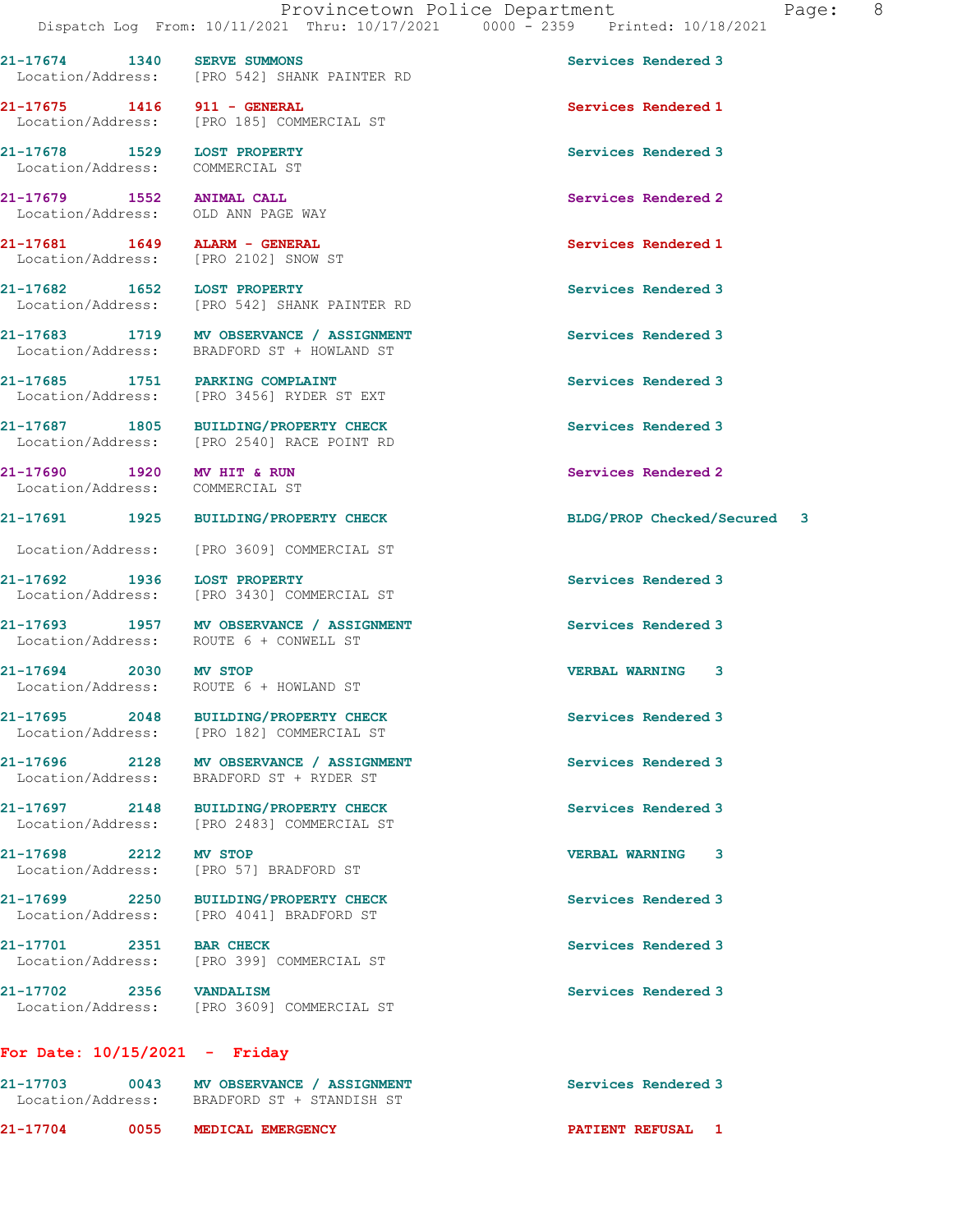21-17674 1340 **SERVE SUMMONS** Services Rendered 3
Location/Address: [PRO 542] SHANK PAINTER RD

21-17675 1416 **911 - GENERAL** Services Rendered 1
Location/Address: [PRO 185] COMMERCIAL ST

21-17678 1529 **LOST PROPERTY** Services Rendered 3
Location/Address: COMMERCIAL ST

21-17679 1552 **ANIMAL CALL** Services Rendered 2
Location/Address: OLD ANN PAGE WAY

21-17681 1649 **ALARM - GENERAL** Services Rendered 1
Location/Address: [PRO 2102] SNOW ST

21-17682 1652 **LOST PROPERTY** Services Rendered 3
Location/Address: [PRO 542] SHANK PAINTER RD

21-17683 1719 **MV OBSERVANCE / ASSIGNMENT** Services Rendered 3
Location/Address: BRADFORD ST + HOWLAND ST

21-17685 1751 **PARKING COMPLAINT** Services Rendered 3
Location/Address: [PRO 3456] RYDER ST EXT

21-17687 1805 **BUILDING/PROPERTY CHECK** Services Rendered 3
Location/Address: [PRO 2540] RACE POINT RD

21-17690 1920 **MV HIT & RUN** Services Rendered 2
Location/Address: COMMERCIAL ST

21-17691 1925 **BUILDING/PROPERTY CHECK** BLDG/PROP Checked/Secured 3
Location/Address: [PRO 3609] COMMERCIAL ST

21-17692 1936 **LOST PROPERTY** Services Rendered 3
Location/Address: [PRO 3430] COMMERCIAL ST

21-17693 1957 **MV OBSERVANCE / ASSIGNMENT** Services Rendered 3
Location/Address: ROUTE 6 + CONWELL ST

21-17694 2030 **MV STOP** VERBAL WARNING 3
Location/Address: ROUTE 6 + HOWLAND ST

21-17695 2048 **BUILDING/PROPERTY CHECK** Services Rendered 3
Location/Address: [PRO 182] COMMERCIAL ST

21-17696 2128 **MV OBSERVANCE / ASSIGNMENT** Services Rendered 3
Location/Address: BRADFORD ST + RYDER ST

21-17697 2148 **BUILDING/PROPERTY CHECK** Services Rendered 3
Location/Address: [PRO 2483] COMMERCIAL ST

21-17698 2212 **MV STOP** VERBAL WARNING 3
Location/Address: [PRO 57] BRADFORD ST

21-17699 2250 **BUILDING/PROPERTY CHECK** Services Rendered 3
Location/Address: [PRO 4041] BRADFORD ST

21-17701 2351 **BAR CHECK** Services Rendered 3
Location/Address: [PRO 399] COMMERCIAL ST

21-17702 2356 **VANDALISM** Services Rendered 3
Location/Address: [PRO 3609] COMMERCIAL ST

## For Date: 10/15/2021 - Friday

21-17703 0043 **MV OBSERVANCE / ASSIGNMENT** Services Rendered 3
Location/Address: BRADFORD ST + STANDISH ST

21-17704 0055 **MEDICAL EMERGENCY** PATIENT REFUSAL 1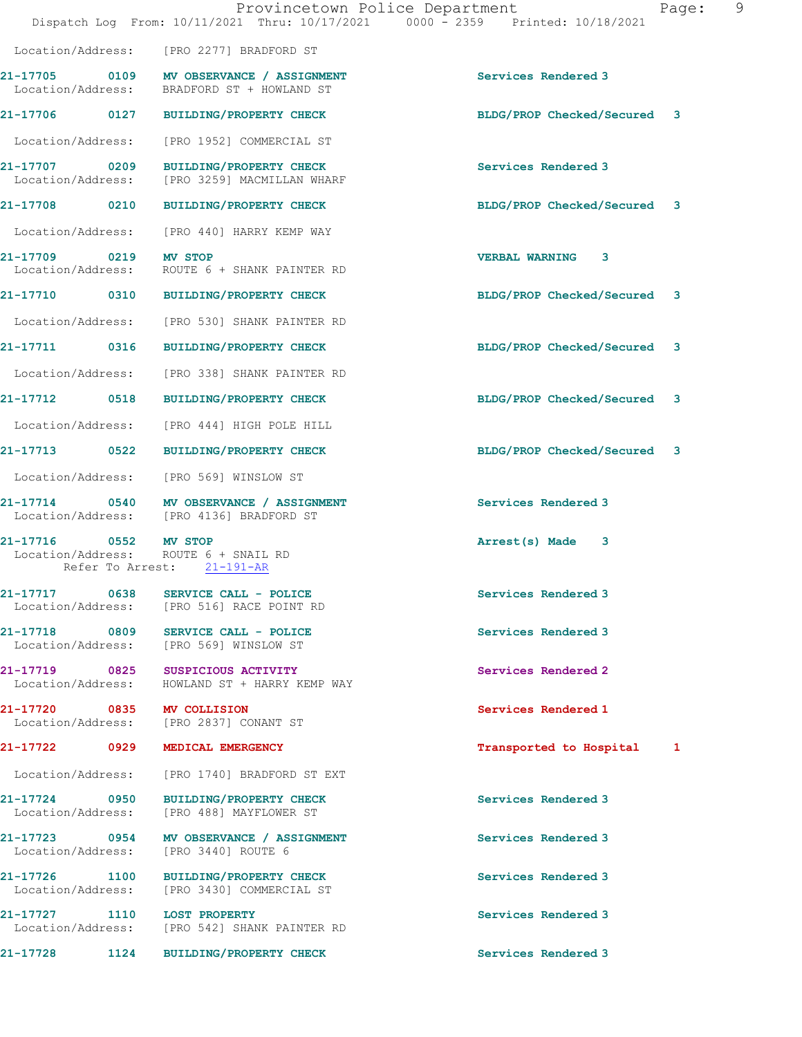Location/Address: [PRO 2277] BRADFORD ST

21-17705 0109 MV OBSERVANCE / ASSIGNMENT Services Rendered 3
Location/Address: BRADFORD ST + HOWLAND ST

21-17706 0127 BUILDING/PROPERTY CHECK BLDG/PROP Checked/Secured 3

Location/Address: [PRO 1952] COMMERCIAL ST

21-17707 0209 BUILDING/PROPERTY CHECK Services Rendered 3
Location/Address: [PRO 3259] MACMILLAN WHARF

21-17708 0210 BUILDING/PROPERTY CHECK BLDG/PROP Checked/Secured 3

Location/Address: [PRO 440] HARRY KEMP WAY

21-17709 0219 MV STOP VERBAL WARNING 3
Location/Address: ROUTE 6 + SHANK PAINTER RD

21-17710 0310 BUILDING/PROPERTY CHECK BLDG/PROP Checked/Secured 3

Location/Address: [PRO 530] SHANK PAINTER RD

21-17711 0316 BUILDING/PROPERTY CHECK BLDG/PROP Checked/Secured 3

Location/Address: [PRO 338] SHANK PAINTER RD

21-17712 0518 BUILDING/PROPERTY CHECK BLDG/PROP Checked/Secured 3

Location/Address: [PRO 444] HIGH POLE HILL

21-17713 0522 BUILDING/PROPERTY CHECK BLDG/PROP Checked/Secured 3

Location/Address: [PRO 569] WINSLOW ST

21-17714 0540 MV OBSERVANCE / ASSIGNMENT Services Rendered 3
Location/Address: [PRO 4136] BRADFORD ST

21-17716 0552 MV STOP Arrest(s) Made 3
Location/Address: ROUTE 6 + SNAIL RD
Refer To Arrest: 21-191-AR

21-17717 0638 SERVICE CALL - POLICE Services Rendered 3
Location/Address: [PRO 516] RACE POINT RD

21-17718 0809 SERVICE CALL - POLICE Services Rendered 3
Location/Address: [PRO 569] WINSLOW ST

21-17719 0825 SUSPICIOUS ACTIVITY Services Rendered 2
Location/Address: HOWLAND ST + HARRY KEMP WAY

21-17720 0835 MV COLLISION Services Rendered 1
Location/Address: [PRO 2837] CONANT ST

21-17722 0929 MEDICAL EMERGENCY Transported to Hospital 1

Location/Address: [PRO 1740] BRADFORD ST EXT

21-17724 0950 BUILDING/PROPERTY CHECK Services Rendered 3
Location/Address: [PRO 488] MAYFLOWER ST

21-17723 0954 MV OBSERVANCE / ASSIGNMENT Services Rendered 3
Location/Address: [PRO 3440] ROUTE 6

21-17726 1100 BUILDING/PROPERTY CHECK Services Rendered 3
Location/Address: [PRO 3430] COMMERCIAL ST

21-17727 1110 LOST PROPERTY Services Rendered 3
Location/Address: [PRO 542] SHANK PAINTER RD

21-17728 1124 BUILDING/PROPERTY CHECK Services Rendered 3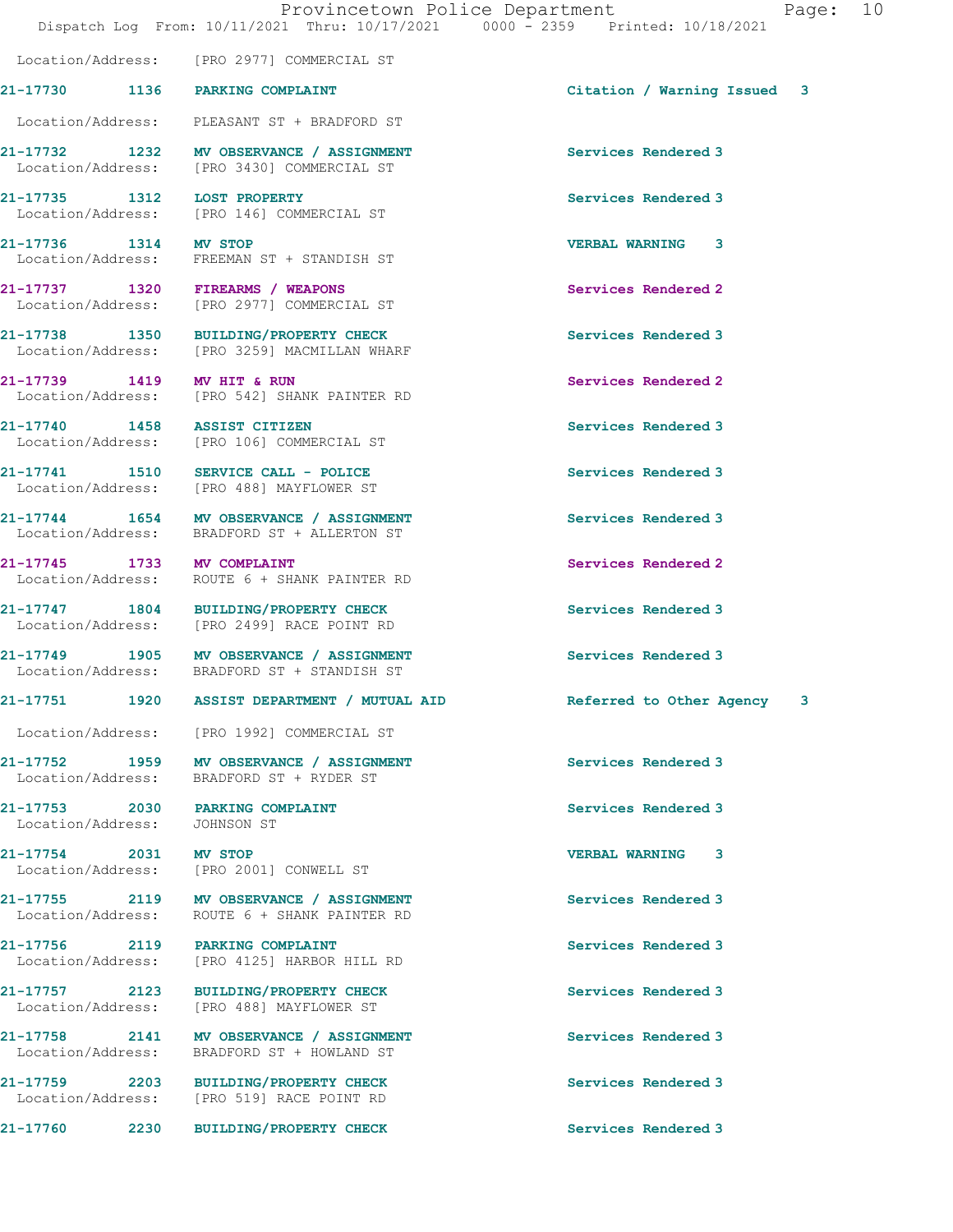Location/Address: [PRO 2977] COMMERCIAL ST

| Call # | Time | Call Reason | Action | Priority |
|---|---|---|---|---|
| 21-17730 | 1136 | PARKING COMPLAINT | Citation / Warning Issued | 3 |

Location/Address: PLEASANT ST + BRADFORD ST

| Call # | Time | Call Reason | Action | Priority |
|---|---|---|---|---|
| 21-17732 | 1232 | MV OBSERVANCE / ASSIGNMENT | Services Rendered | 3 |

Location/Address: [PRO 3430] COMMERCIAL ST

| Call # | Time | Call Reason | Action | Priority |
|---|---|---|---|---|
| 21-17735 | 1312 | LOST PROPERTY | Services Rendered | 3 |

Location/Address: [PRO 146] COMMERCIAL ST

| Call # | Time | Call Reason | Action | Priority |
|---|---|---|---|---|
| 21-17736 | 1314 | MV STOP | VERBAL WARNING | 3 |

Location/Address: FREEMAN ST + STANDISH ST

| Call # | Time | Call Reason | Action | Priority |
|---|---|---|---|---|
| 21-17737 | 1320 | FIREARMS / WEAPONS | Services Rendered | 2 |

Location/Address: [PRO 2977] COMMERCIAL ST

| Call # | Time | Call Reason | Action | Priority |
|---|---|---|---|---|
| 21-17738 | 1350 | BUILDING/PROPERTY CHECK | Services Rendered | 3 |

Location/Address: [PRO 3259] MACMILLAN WHARF

| Call # | Time | Call Reason | Action | Priority |
|---|---|---|---|---|
| 21-17739 | 1419 | MV HIT & RUN | Services Rendered | 2 |

Location/Address: [PRO 542] SHANK PAINTER RD

| Call # | Time | Call Reason | Action | Priority |
|---|---|---|---|---|
| 21-17740 | 1458 | ASSIST CITIZEN | Services Rendered | 3 |

Location/Address: [PRO 106] COMMERCIAL ST

| Call # | Time | Call Reason | Action | Priority |
|---|---|---|---|---|
| 21-17741 | 1510 | SERVICE CALL - POLICE | Services Rendered | 3 |

Location/Address: [PRO 488] MAYFLOWER ST

| Call # | Time | Call Reason | Action | Priority |
|---|---|---|---|---|
| 21-17744 | 1654 | MV OBSERVANCE / ASSIGNMENT | Services Rendered | 3 |

Location/Address: BRADFORD ST + ALLERTON ST

| Call # | Time | Call Reason | Action | Priority |
|---|---|---|---|---|
| 21-17745 | 1733 | MV COMPLAINT | Services Rendered | 2 |

Location/Address: ROUTE 6 + SHANK PAINTER RD

| Call # | Time | Call Reason | Action | Priority |
|---|---|---|---|---|
| 21-17747 | 1804 | BUILDING/PROPERTY CHECK | Services Rendered | 3 |

Location/Address: [PRO 2499] RACE POINT RD

| Call # | Time | Call Reason | Action | Priority |
|---|---|---|---|---|
| 21-17749 | 1905 | MV OBSERVANCE / ASSIGNMENT | Services Rendered | 3 |

Location/Address: BRADFORD ST + STANDISH ST

| Call # | Time | Call Reason | Action | Priority |
|---|---|---|---|---|
| 21-17751 | 1920 | ASSIST DEPARTMENT / MUTUAL AID | Referred to Other Agency | 3 |

Location/Address: [PRO 1992] COMMERCIAL ST

| Call # | Time | Call Reason | Action | Priority |
|---|---|---|---|---|
| 21-17752 | 1959 | MV OBSERVANCE / ASSIGNMENT | Services Rendered | 3 |

Location/Address: BRADFORD ST + RYDER ST

| Call # | Time | Call Reason | Action | Priority |
|---|---|---|---|---|
| 21-17753 | 2030 | PARKING COMPLAINT | Services Rendered | 3 |

Location/Address: JOHNSON ST

| Call # | Time | Call Reason | Action | Priority |
|---|---|---|---|---|
| 21-17754 | 2031 | MV STOP | VERBAL WARNING | 3 |

Location/Address: [PRO 2001] CONWELL ST

| Call # | Time | Call Reason | Action | Priority |
|---|---|---|---|---|
| 21-17755 | 2119 | MV OBSERVANCE / ASSIGNMENT | Services Rendered | 3 |

Location/Address: ROUTE 6 + SHANK PAINTER RD

| Call # | Time | Call Reason | Action | Priority |
|---|---|---|---|---|
| 21-17756 | 2119 | PARKING COMPLAINT | Services Rendered | 3 |

Location/Address: [PRO 4125] HARBOR HILL RD

| Call # | Time | Call Reason | Action | Priority |
|---|---|---|---|---|
| 21-17757 | 2123 | BUILDING/PROPERTY CHECK | Services Rendered | 3 |

Location/Address: [PRO 488] MAYFLOWER ST

| Call # | Time | Call Reason | Action | Priority |
|---|---|---|---|---|
| 21-17758 | 2141 | MV OBSERVANCE / ASSIGNMENT | Services Rendered | 3 |

Location/Address: BRADFORD ST + HOWLAND ST

| Call # | Time | Call Reason | Action | Priority |
|---|---|---|---|---|
| 21-17759 | 2203 | BUILDING/PROPERTY CHECK | Services Rendered | 3 |

Location/Address: [PRO 519] RACE POINT RD

| Call # | Time | Call Reason | Action | Priority |
|---|---|---|---|---|
| 21-17760 | 2230 | BUILDING/PROPERTY CHECK | Services Rendered | 3 |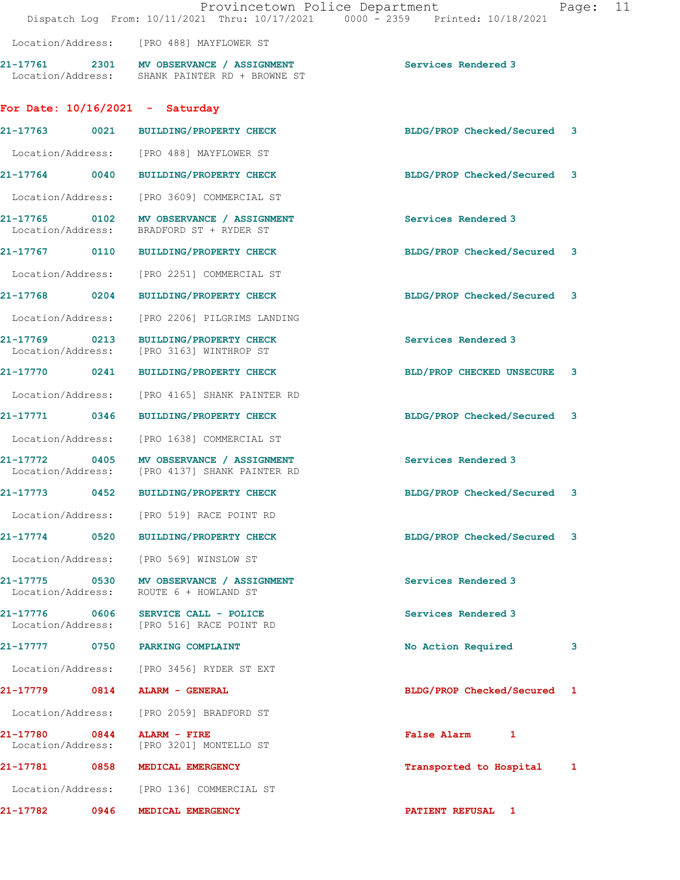Location/Address: [PRO 488] MAYFLOWER ST

**21-17761 2301 MV OBSERVANCE / ASSIGNMENT** Services Rendered 3
Location/Address: SHANK PAINTER RD + BROWNE ST

## For Date: 10/16/2021 - Saturday

**21-17763 0021 BUILDING/PROPERTY CHECK** BLDG/PROP Checked/Secured 3
Location/Address: [PRO 488] MAYFLOWER ST

**21-17764 0040 BUILDING/PROPERTY CHECK** BLDG/PROP Checked/Secured 3
Location/Address: [PRO 3609] COMMERCIAL ST

**21-17765 0102 MV OBSERVANCE / ASSIGNMENT** Services Rendered 3
Location/Address: BRADFORD ST + RYDER ST

**21-17767 0110 BUILDING/PROPERTY CHECK** BLDG/PROP Checked/Secured 3
Location/Address: [PRO 2251] COMMERCIAL ST

**21-17768 0204 BUILDING/PROPERTY CHECK** BLDG/PROP Checked/Secured 3
Location/Address: [PRO 2206] PILGRIMS LANDING

**21-17769 0213 BUILDING/PROPERTY CHECK** Services Rendered 3
Location/Address: [PRO 3163] WINTHROP ST

**21-17770 0241 BUILDING/PROPERTY CHECK** BLD/PROP CHECKED UNSECURE 3
Location/Address: [PRO 4165] SHANK PAINTER RD

**21-17771 0346 BUILDING/PROPERTY CHECK** BLDG/PROP Checked/Secured 3
Location/Address: [PRO 1638] COMMERCIAL ST

**21-17772 0405 MV OBSERVANCE / ASSIGNMENT** Services Rendered 3
Location/Address: [PRO 4137] SHANK PAINTER RD

**21-17773 0452 BUILDING/PROPERTY CHECK** BLDG/PROP Checked/Secured 3
Location/Address: [PRO 519] RACE POINT RD

**21-17774 0520 BUILDING/PROPERTY CHECK** BLDG/PROP Checked/Secured 3
Location/Address: [PRO 569] WINSLOW ST

**21-17775 0530 MV OBSERVANCE / ASSIGNMENT** Services Rendered 3
Location/Address: ROUTE 6 + HOWLAND ST

**21-17776 0606 SERVICE CALL - POLICE** Services Rendered 3
Location/Address: [PRO 516] RACE POINT RD

**21-17777 0750 PARKING COMPLAINT** No Action Required 3
Location/Address: [PRO 3456] RYDER ST EXT

**21-17779 0814 ALARM - GENERAL** BLDG/PROP Checked/Secured 1
Location/Address: [PRO 2059] BRADFORD ST

**21-17780 0844 ALARM - FIRE** False Alarm 1
Location/Address: [PRO 3201] MONTELLO ST

**21-17781 0858 MEDICAL EMERGENCY** Transported to Hospital 1
Location/Address: [PRO 136] COMMERCIAL ST

**21-17782 0946 MEDICAL EMERGENCY** PATIENT REFUSAL 1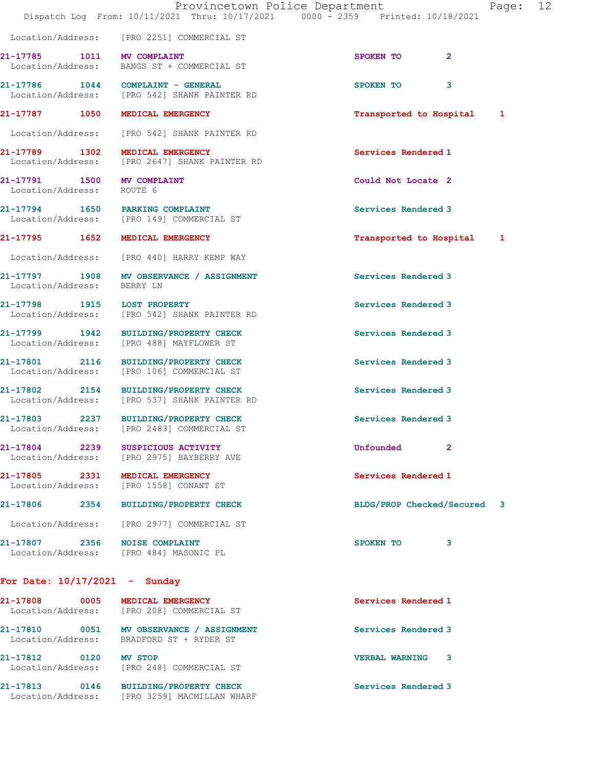Location/Address: [PRO 2251] COMMERCIAL ST

| Call Number | Time | Call Reason | Action | Priority |
|---|---|---|---|---|
| 21-17785 | 1011 | MV COMPLAINT | SPOKEN TO | 2 |
| | | Location/Address: BANGS ST + COMMERCIAL ST | | |
| 21-17786 | 1044 | COMPLAINT - GENERAL | SPOKEN TO | 3 |
| | | Location/Address: [PRO 542] SHANK PAINTER RD | | |
| 21-17787 | 1050 | MEDICAL EMERGENCY | Transported to Hospital | 1 |
| | | Location/Address: [PRO 542] SHANK PAINTER RD | | |
| 21-17789 | 1302 | MEDICAL EMERGENCY | Services Rendered | 1 |
| | | Location/Address: [PRO 2647] SHANK PAINTER RD | | |
| 21-17791 | 1500 | MV COMPLAINT | Could Not Locate | 2 |
| | | Location/Address: ROUTE 6 | | |
| 21-17794 | 1650 | PARKING COMPLAINT | Services Rendered | 3 |
| | | Location/Address: [PRO 149] COMMERCIAL ST | | |
| 21-17795 | 1652 | MEDICAL EMERGENCY | Transported to Hospital | 1 |
| | | Location/Address: [PRO 440] HARRY KEMP WAY | | |
| 21-17797 | 1908 | MV OBSERVANCE / ASSIGNMENT | Services Rendered | 3 |
| | | Location/Address: BERRY LN | | |
| 21-17798 | 1915 | LOST PROPERTY | Services Rendered | 3 |
| | | Location/Address: [PRO 542] SHANK PAINTER RD | | |
| 21-17799 | 1942 | BUILDING/PROPERTY CHECK | Services Rendered | 3 |
| | | Location/Address: [PRO 488] MAYFLOWER ST | | |
| 21-17801 | 2116 | BUILDING/PROPERTY CHECK | Services Rendered | 3 |
| | | Location/Address: [PRO 106] COMMERCIAL ST | | |
| 21-17802 | 2154 | BUILDING/PROPERTY CHECK | Services Rendered | 3 |
| | | Location/Address: [PRO 537] SHANK PAINTER RD | | |
| 21-17803 | 2237 | BUILDING/PROPERTY CHECK | Services Rendered | 3 |
| | | Location/Address: [PRO 2483] COMMERCIAL ST | | |
| 21-17804 | 2239 | SUSPICIOUS ACTIVITY | Unfounded | 2 |
| | | Location/Address: [PRO 2975] BAYBERRY AVE | | |
| 21-17805 | 2331 | MEDICAL EMERGENCY | Services Rendered | 1 |
| | | Location/Address: [PRO 1558] CONANT ST | | |
| 21-17806 | 2354 | BUILDING/PROPERTY CHECK | BLDG/PROP Checked/Secured | 3 |
| | | Location/Address: [PRO 2977] COMMERCIAL ST | | |
| 21-17807 | 2356 | NOISE COMPLAINT | SPOKEN TO | 3 |
| | | Location/Address: [PRO 484] MASONIC PL | | |

## For Date: 10/17/2021 - Sunday

| Call Number | Time | Call Reason | Action | Priority |
|---|---|---|---|---|
| 21-17808 | 0005 | MEDICAL EMERGENCY | Services Rendered | 1 |
| | | Location/Address: [PRO 208] COMMERCIAL ST | | |
| 21-17810 | 0051 | MV OBSERVANCE / ASSIGNMENT | Services Rendered | 3 |
| | | Location/Address: BRADFORD ST + RYDER ST | | |
| 21-17812 | 0120 | MV STOP | VERBAL WARNING | 3 |
| | | Location/Address: [PRO 248] COMMERCIAL ST | | |
| 21-17813 | 0146 | BUILDING/PROPERTY CHECK | Services Rendered | 3 |
| | | Location/Address: [PRO 3259] MACMILLAN WHARF | | |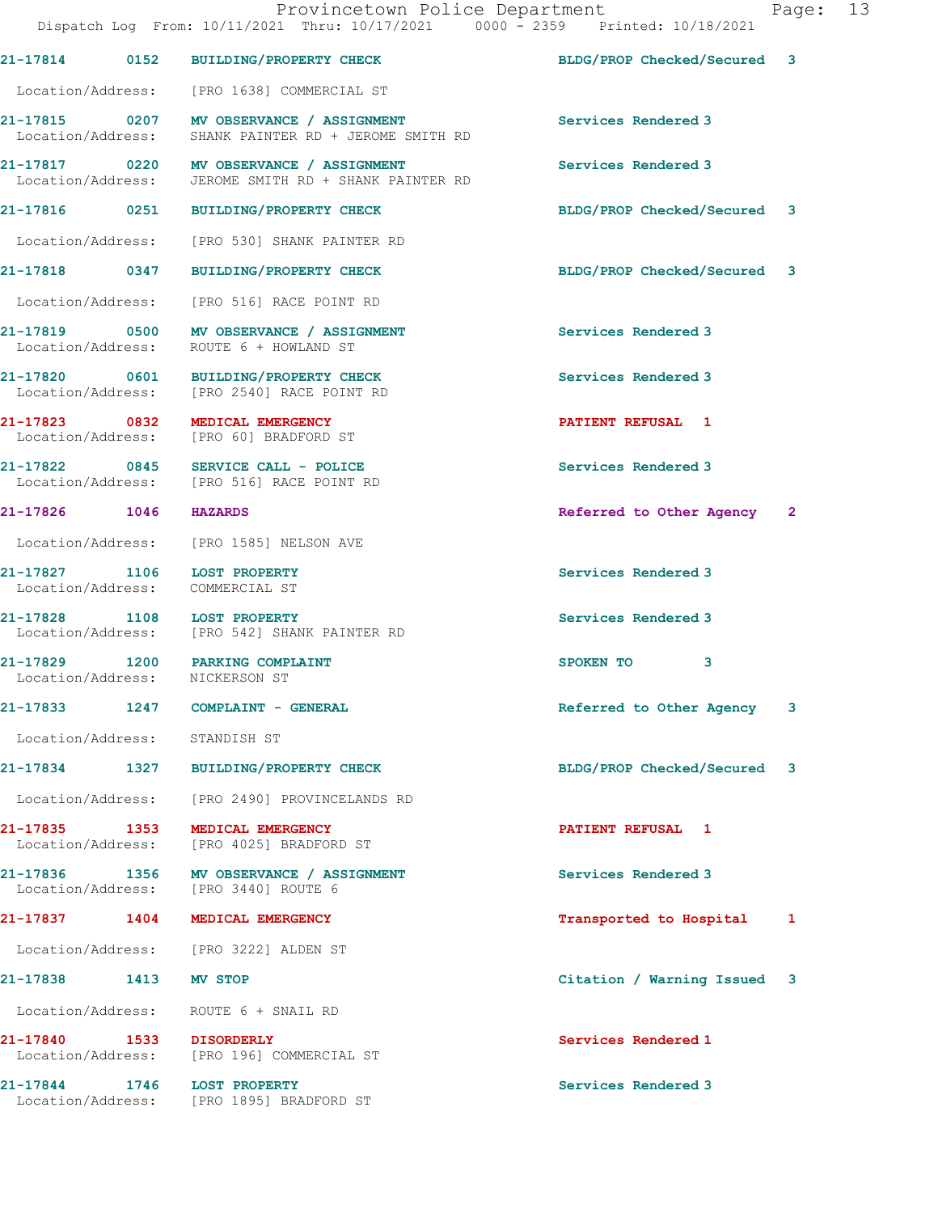| Call # | Time | Call Reason | Action | Priority |
|---|---|---|---|---|
| 21-17814 | 0152 | BUILDING/PROPERTY CHECK | BLDG/PROP Checked/Secured | 3 |
| Location/Address: | | [PRO 1638] COMMERCIAL ST | | |
| 21-17815 | 0207 | MV OBSERVANCE / ASSIGNMENT | Services Rendered | 3 |
| Location/Address: | | SHANK PAINTER RD + JEROME SMITH RD | | |
| 21-17817 | 0220 | MV OBSERVANCE / ASSIGNMENT | Services Rendered | 3 |
| Location/Address: | | JEROME SMITH RD + SHANK PAINTER RD | | |
| 21-17816 | 0251 | BUILDING/PROPERTY CHECK | BLDG/PROP Checked/Secured | 3 |
| Location/Address: | | [PRO 530] SHANK PAINTER RD | | |
| 21-17818 | 0347 | BUILDING/PROPERTY CHECK | BLDG/PROP Checked/Secured | 3 |
| Location/Address: | | [PRO 516] RACE POINT RD | | |
| 21-17819 | 0500 | MV OBSERVANCE / ASSIGNMENT | Services Rendered | 3 |
| Location/Address: | | ROUTE 6 + HOWLAND ST | | |
| 21-17820 | 0601 | BUILDING/PROPERTY CHECK | Services Rendered | 3 |
| Location/Address: | | [PRO 2540] RACE POINT RD | | |
| 21-17823 | 0832 | MEDICAL EMERGENCY | PATIENT REFUSAL | 1 |
| Location/Address: | | [PRO 60] BRADFORD ST | | |
| 21-17822 | 0845 | SERVICE CALL - POLICE | Services Rendered | 3 |
| Location/Address: | | [PRO 516] RACE POINT RD | | |
| 21-17826 | 1046 | HAZARDS | Referred to Other Agency | 2 |
| Location/Address: | | [PRO 1585] NELSON AVE | | |
| 21-17827 | 1106 | LOST PROPERTY | Services Rendered | 3 |
| Location/Address: | | COMMERCIAL ST | | |
| 21-17828 | 1108 | LOST PROPERTY | Services Rendered | 3 |
| Location/Address: | | [PRO 542] SHANK PAINTER RD | | |
| 21-17829 | 1200 | PARKING COMPLAINT | SPOKEN TO | 3 |
| Location/Address: | | NICKERSON ST | | |
| 21-17833 | 1247 | COMPLAINT - GENERAL | Referred to Other Agency | 3 |
| Location/Address: | | STANDISH ST | | |
| 21-17834 | 1327 | BUILDING/PROPERTY CHECK | BLDG/PROP Checked/Secured | 3 |
| Location/Address: | | [PRO 2490] PROVINCELANDS RD | | |
| 21-17835 | 1353 | MEDICAL EMERGENCY | PATIENT REFUSAL | 1 |
| Location/Address: | | [PRO 4025] BRADFORD ST | | |
| 21-17836 | 1356 | MV OBSERVANCE / ASSIGNMENT | Services Rendered | 3 |
| Location/Address: | | [PRO 3440] ROUTE 6 | | |
| 21-17837 | 1404 | MEDICAL EMERGENCY | Transported to Hospital | 1 |
| Location/Address: | | [PRO 3222] ALDEN ST | | |
| 21-17838 | 1413 | MV STOP | Citation / Warning Issued | 3 |
| Location/Address: | | ROUTE 6 + SNAIL RD | | |
| 21-17840 | 1533 | DISORDERLY | Services Rendered | 1 |
| Location/Address: | | [PRO 196] COMMERCIAL ST | | |
| 21-17844 | 1746 | LOST PROPERTY | Services Rendered | 3 |
| Location/Address: | | [PRO 1895] BRADFORD ST | | |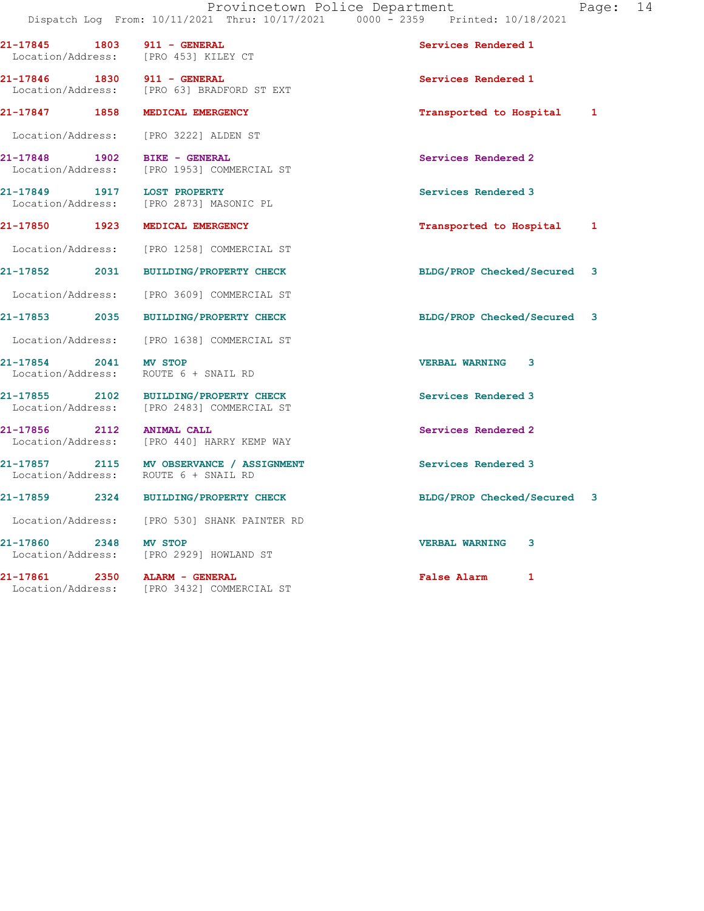21-17845 1803 911 - GENERAL Services Rendered 1
Location/Address: [PRO 453] KILEY CT

21-17846 1830 911 - GENERAL Services Rendered 1
Location/Address: [PRO 63] BRADFORD ST EXT

21-17847 1858 MEDICAL EMERGENCY Transported to Hospital 1
Location/Address: [PRO 3222] ALDEN ST

21-17848 1902 BIKE - GENERAL Services Rendered 2
Location/Address: [PRO 1953] COMMERCIAL ST

21-17849 1917 LOST PROPERTY Services Rendered 3
Location/Address: [PRO 2873] MASONIC PL

21-17850 1923 MEDICAL EMERGENCY Transported to Hospital 1
Location/Address: [PRO 1258] COMMERCIAL ST

21-17852 2031 BUILDING/PROPERTY CHECK BLDG/PROP Checked/Secured 3
Location/Address: [PRO 3609] COMMERCIAL ST

21-17853 2035 BUILDING/PROPERTY CHECK BLDG/PROP Checked/Secured 3
Location/Address: [PRO 1638] COMMERCIAL ST

21-17854 2041 MV STOP VERBAL WARNING 3
Location/Address: ROUTE 6 + SNAIL RD

21-17855 2102 BUILDING/PROPERTY CHECK Services Rendered 3
Location/Address: [PRO 2483] COMMERCIAL ST

21-17856 2112 ANIMAL CALL Services Rendered 2
Location/Address: [PRO 440] HARRY KEMP WAY

21-17857 2115 MV OBSERVANCE / ASSIGNMENT Services Rendered 3
Location/Address: ROUTE 6 + SNAIL RD

21-17859 2324 BUILDING/PROPERTY CHECK BLDG/PROP Checked/Secured 3
Location/Address: [PRO 530] SHANK PAINTER RD

21-17860 2348 MV STOP VERBAL WARNING 3
Location/Address: [PRO 2929] HOWLAND ST

21-17861 2350 ALARM - GENERAL False Alarm 1
Location/Address: [PRO 3432] COMMERCIAL ST